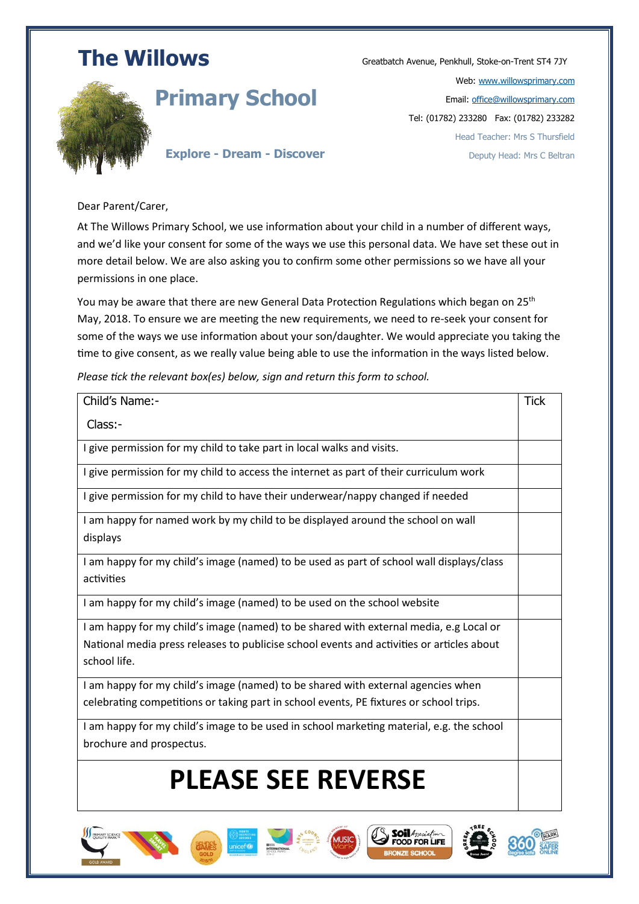# The Willows

## Primary School

**Explore - Dream - Discover**

Greatbatch Avenue, Penkhull, Stoke-on-Trent ST4 7JY

Web: www.willowsprimary.com

Email: office@willowsprimary.com

Tel: (01782) 233280 Fax: (01782) 233282

Head Teacher: Mrs S Thursfield

Deputy Head: Mrs C Beltran

Dear Parent/Carer,

At The Willows Primary School, we use information about your child in a number of different ways, and we'd like your consent for some of the ways we use this personal data. We have set these out in more detail below. We are also asking you to confirm some other permissions so we have all your permissions in one place.

You may be aware that there are new General Data Protection Regulations which began on 25th May, 2018. To ensure we are meeting the new requirements, we need to re-seek your consent for some of the ways we use information about your son/daughter. We would appreciate you taking the time to give consent, as we really value being able to use the information in the ways listed below.

*Please tick the relevant box(es) below, sign and return this form to school.*

| Child's Name:-<br>Class:- | Tick |
|---|---|
| I give permission for my child to take part in local walks and visits. | |
| I give permission for my child to access the internet as part of their curriculum work | |
| I give permission for my child to have their underwear/nappy changed if needed | |
| I am happy for named work by my child to be displayed around the school on wall displays | |
| I am happy for my child's image (named) to be used as part of school wall displays/class activities | |
| I am happy for my child's image (named) to be used on the school website | |
| I am happy for my child's image (named) to be shared with external media, e.g Local or National media press releases to publicise school events and activities or articles about school life. | |
| I am happy for my child's image (named) to be shared with external agencies when celebrating competitions or taking part in school events, PE fixtures or school trips. | |
| I am happy for my child's image to be used in school marketing material, e.g. the school brochure and prospectus. | |
| **PLEASE SEE REVERSE** | |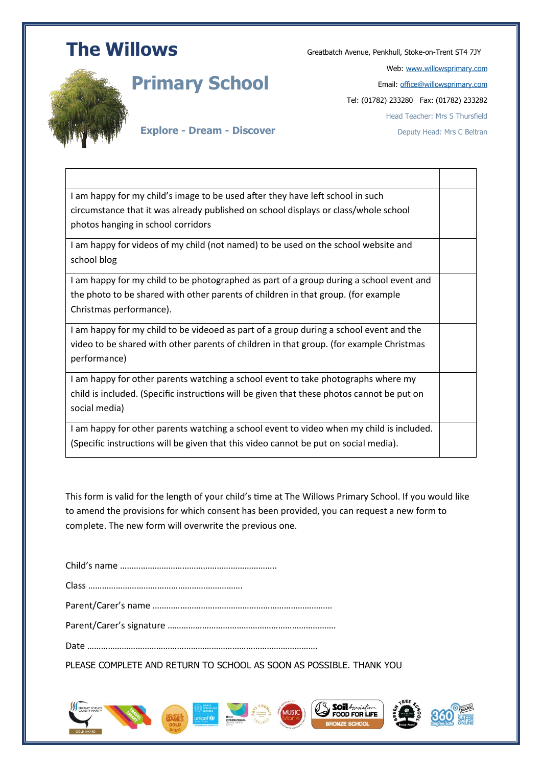# The Willows

## Primary School

**Explore - Dream - Discover**

Greatbatch Avenue, Penkhull, Stoke-on-Trent ST4 7JY

Web: www.willowsprimary.com

Email: office@willowsprimary.com

Tel: (01782) 233280 Fax: (01782) 233282

Head Teacher: Mrs S Thursfield

Deputy Head: Mrs C Beltran

| | |
|---|---|
| I am happy for my child's image to be used after they have left school in such circumstance that it was already published on school displays or class/whole school photos hanging in school corridors | |
| I am happy for videos of my child (not named) to be used on the school website and school blog | |
| I am happy for my child to be photographed as part of a group during a school event and the photo to be shared with other parents of children in that group. (for example Christmas performance). | |
| I am happy for my child to be videoed as part of a group during a school event and the video to be shared with other parents of children in that group. (for example Christmas performance) | |
| I am happy for other parents watching a school event to take photographs where my child is included. (Specific instructions will be given that these photos cannot be put on social media) | |
| I am happy for other parents watching a school event to video when my child is included. (Specific instructions will be given that this video cannot be put on social media). | |

This form is valid for the length of your child's time at The Willows Primary School. If you would like to amend the provisions for which consent has been provided, you can request a new form to complete. The new form will overwrite the previous one.

Child's name …………………………………………………………..

Class ………………………………………………………….

Parent/Carer's name …………………………………………………………………

Parent/Carer's signature ………………………………………………………………

Date ……………………………………………………………………………………

PLEASE COMPLETE AND RETURN TO SCHOOL AS SOON AS POSSIBLE. THANK YOU